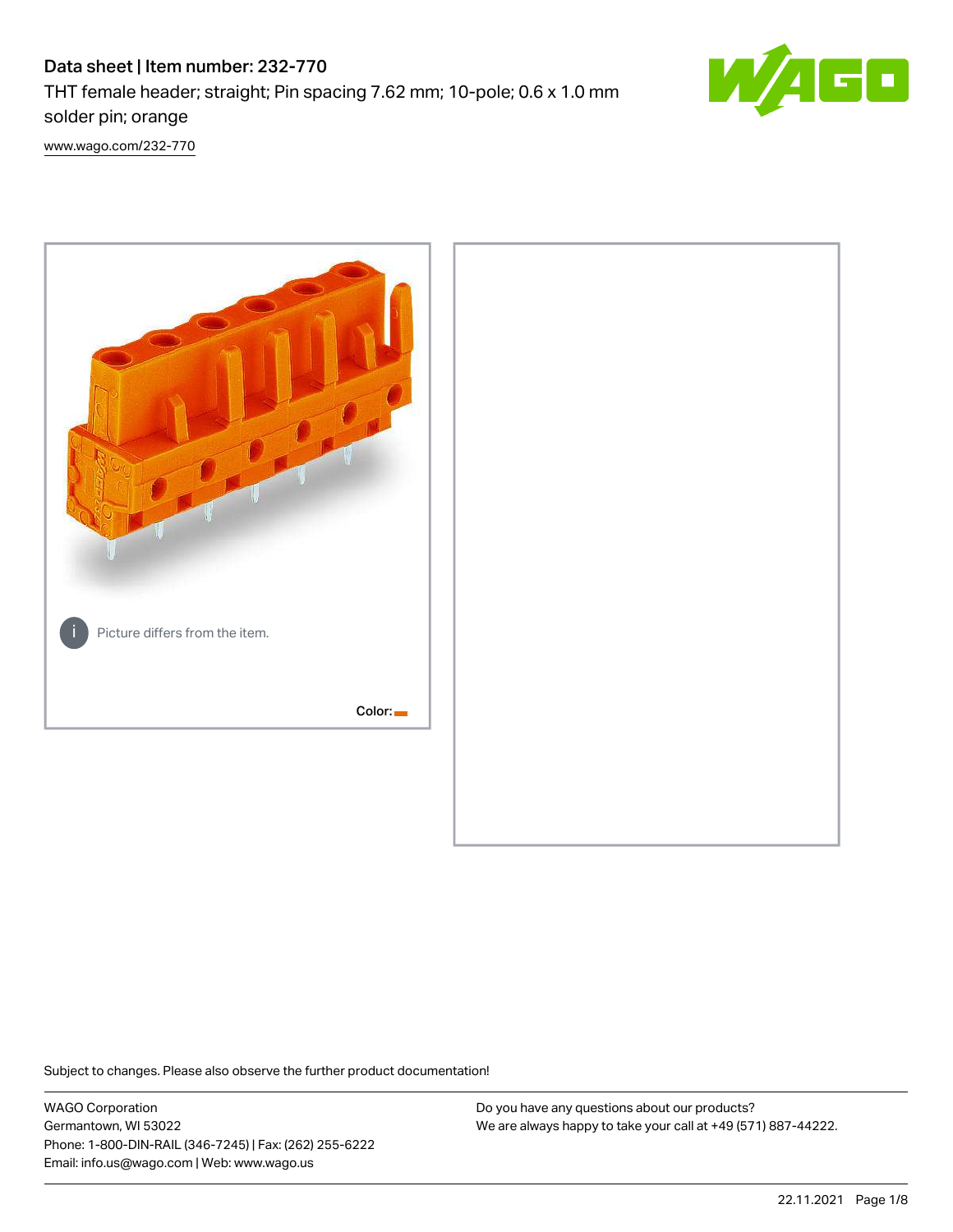# Data sheet | Item number: 232-770

THT female header; straight; Pin spacing 7.62 mm; 10-pole; 0.6 x 1.0 mm solder pin; orange

www.wago.com/232-770

Picture differs from the item.

Color:

Subject to changes. Please also observe the further product documentation!

WAGO Corporation
Germantown, WI 53022
Phone: 1-800-DIN-RAIL (346-7245) | Fax: (262) 255-6222
Email: info.us@wago.com | Web: www.wago.us

Do you have any questions about our products?
We are always happy to take your call at +49 (571) 887-44222.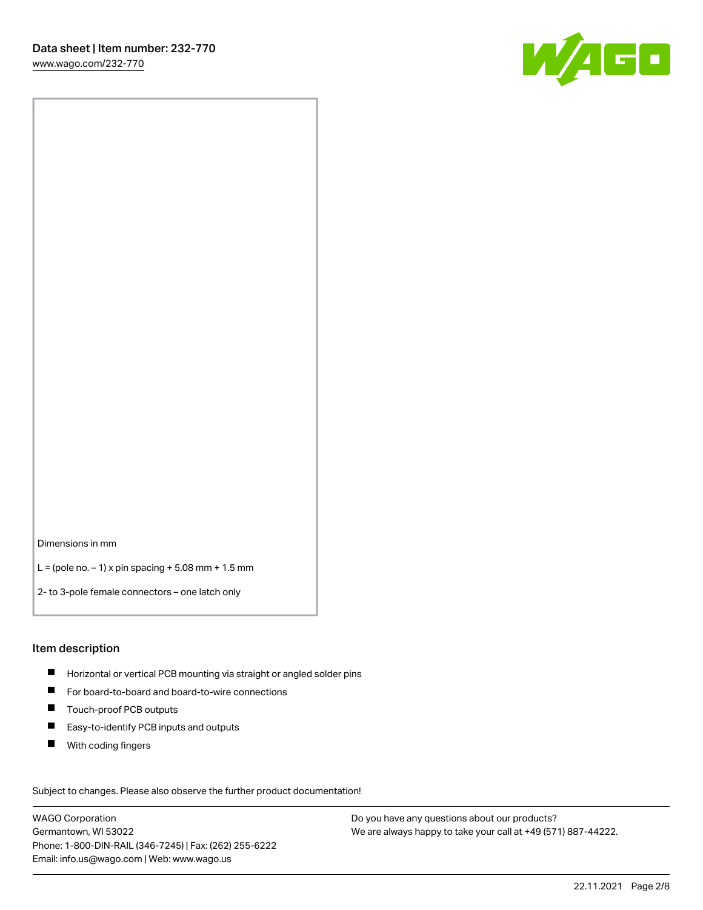Dimensions in mm

L = (pole no. – 1) x pin spacing + 5.08 mm + 1.5 mm

2- to 3-pole female connectors – one latch only

## Item description

- Horizontal or vertical PCB mounting via straight or angled solder pins
- For board-to-board and board-to-wire connections
- Touch-proof PCB outputs
- Easy-to-identify PCB inputs and outputs
- With coding fingers

Subject to changes. Please also observe the further product documentation!

WAGO Corporation
Germantown, WI 53022
Phone: 1-800-DIN-RAIL (346-7245) | Fax: (262) 255-6222
Email: info.us@wago.com | Web: www.wago.us

Do you have any questions about our products?
We are always happy to take your call at +49 (571) 887-44222.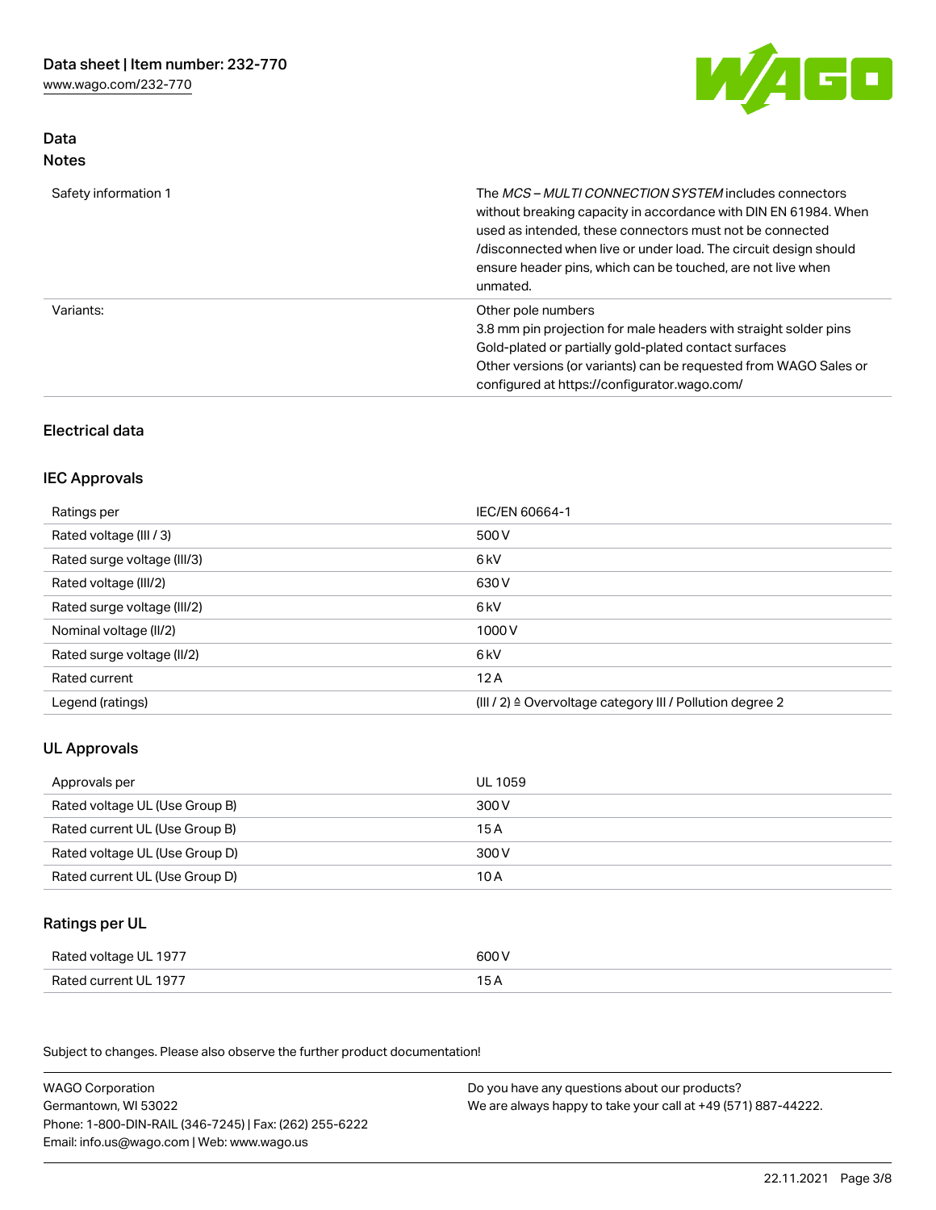## Data

### Notes

| | |
|---|---|
| Safety information 1 | The *MCS – MULTI CONNECTION SYSTEM* includes connectors without breaking capacity in accordance with DIN EN 61984. When used as intended, these connectors must not be connected /disconnected when live or under load. The circuit design should ensure header pins, which can be touched, are not live when unmated. |
| Variants: | Other pole numbers<br>3.8 mm pin projection for male headers with straight solder pins<br>Gold-plated or partially gold-plated contact surfaces<br>Other versions (or variants) can be requested from WAGO Sales or configured at https://configurator.wago.com/ |

## Electrical data

### IEC Approvals

| | |
|---|---|
| Ratings per | IEC/EN 60664-1 |
| Rated voltage (III / 3) | 500 V |
| Rated surge voltage (III/3) | 6 kV |
| Rated voltage (III/2) | 630 V |
| Rated surge voltage (III/2) | 6 kV |
| Nominal voltage (II/2) | 1000 V |
| Rated surge voltage (II/2) | 6 kV |
| Rated current | 12 A |
| Legend (ratings) | (III / 2) ≙ Overvoltage category III / Pollution degree 2 |

### UL Approvals

| | |
|---|---|
| Approvals per | UL 1059 |
| Rated voltage UL (Use Group B) | 300 V |
| Rated current UL (Use Group B) | 15 A |
| Rated voltage UL (Use Group D) | 300 V |
| Rated current UL (Use Group D) | 10 A |

### Ratings per UL

| | |
|---|---|
| Rated voltage UL 1977 | 600 V |
| Rated current UL 1977 | 15 A |

Subject to changes. Please also observe the further product documentation!

WAGO Corporation
Germantown, WI 53022
Phone: 1-800-DIN-RAIL (346-7245) | Fax: (262) 255-6222
Email: info.us@wago.com | Web: www.wago.us

Do you have any questions about our products?
We are always happy to take your call at +49 (571) 887-44222.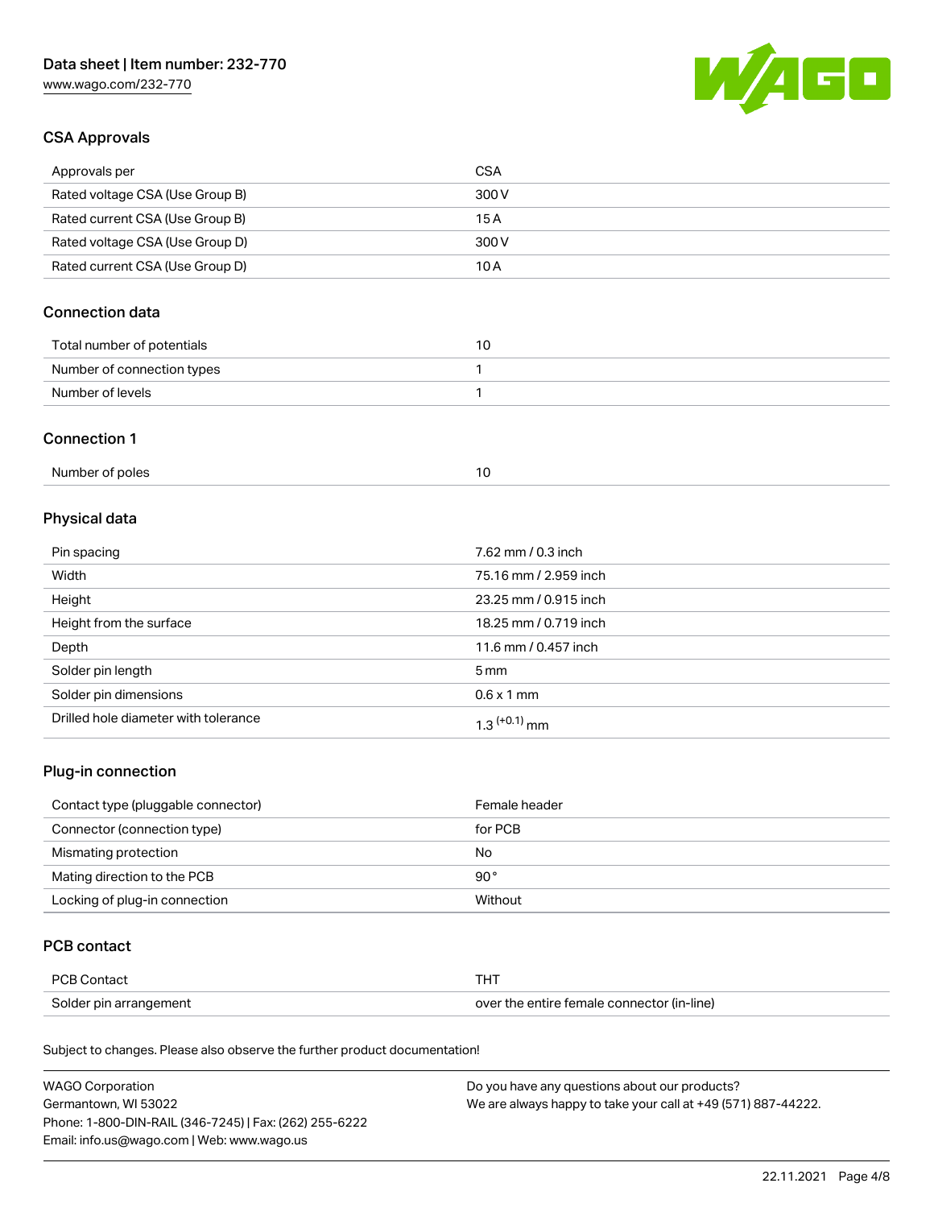## CSA Approvals

| Approvals per | CSA |
|---|---|
| Rated voltage CSA (Use Group B) | 300 V |
| Rated current CSA (Use Group B) | 15 A |
| Rated voltage CSA (Use Group D) | 300 V |
| Rated current CSA (Use Group D) | 10 A |

## Connection data

| Total number of potentials | 10 |
|---|---|
| Number of connection types | 1 |
| Number of levels | 1 |

## Connection 1

| Number of poles | 10 |
|---|---|

## Physical data

| Pin spacing | 7.62 mm / 0.3 inch |
|---|---|
| Width | 75.16 mm / 2.959 inch |
| Height | 23.25 mm / 0.915 inch |
| Height from the surface | 18.25 mm / 0.719 inch |
| Depth | 11.6 mm / 0.457 inch |
| Solder pin length | 5 mm |
| Solder pin dimensions | 0.6 x 1 mm |
| Drilled hole diameter with tolerance | $1.3^{(+0.1)}$ mm |

## Plug-in connection

| Contact type (pluggable connector) | Female header |
|---|---|
| Connector (connection type) | for PCB |
| Mismating protection | No |
| Mating direction to the PCB | 90 ° |
| Locking of plug-in connection | Without |

## PCB contact

| PCB Contact | THT |
|---|---|
| Solder pin arrangement | over the entire female connector (in-line) |

Subject to changes. Please also observe the further product documentation!

WAGO Corporation
Germantown, WI 53022
Phone: 1-800-DIN-RAIL (346-7245) | Fax: (262) 255-6222
Email: info.us@wago.com | Web: www.wago.us

Do you have any questions about our products?
We are always happy to take your call at +49 (571) 887-44222.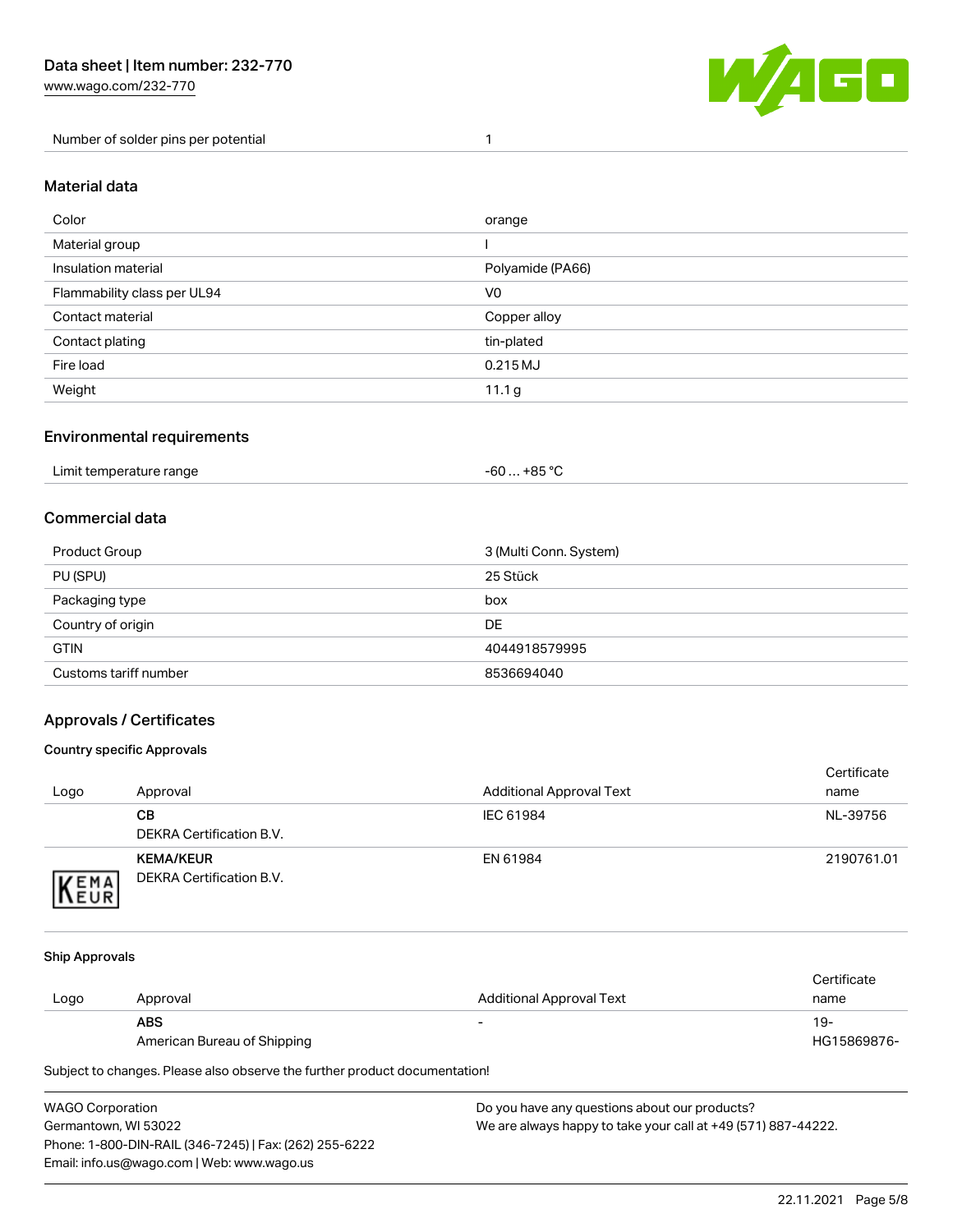| Number of solder pins per potential | 1 |
| --- | --- |

## Material data

| Color | orange |
| --- | --- |
| Material group | I |
| Insulation material | Polyamide (PA66) |
| Flammability class per UL94 | V0 |
| Contact material | Copper alloy |
| Contact plating | tin-plated |
| Fire load | 0.215 MJ |
| Weight | 11.1 g |

## Environmental requirements

| Limit temperature range | -60 … +85 °C |
| --- | --- |

## Commercial data

| Product Group | 3 (Multi Conn. System) |
| --- | --- |
| PU (SPU) | 25 Stück |
| Packaging type | box |
| Country of origin | DE |
| GTIN | 4044918579995 |
| Customs tariff number | 8536694040 |

## Approvals / Certificates

### Country specific Approvals

| Logo | Approval | Additional Approval Text | Certificate name |
| --- | --- | --- | --- |
| | **CB**<br>DEKRA Certification B.V. | IEC 61984 | NL-39756 |
| | **KEMA/KEUR**<br>DEKRA Certification B.V. | EN 61984 | 2190761.01 |

### Ship Approvals

| Logo | Approval | Additional Approval Text | Certificate name |
| --- | --- | --- | --- |
| | **ABS**<br>American Bureau of Shipping | - | 19-HG15869876- |

Subject to changes. Please also observe the further product documentation!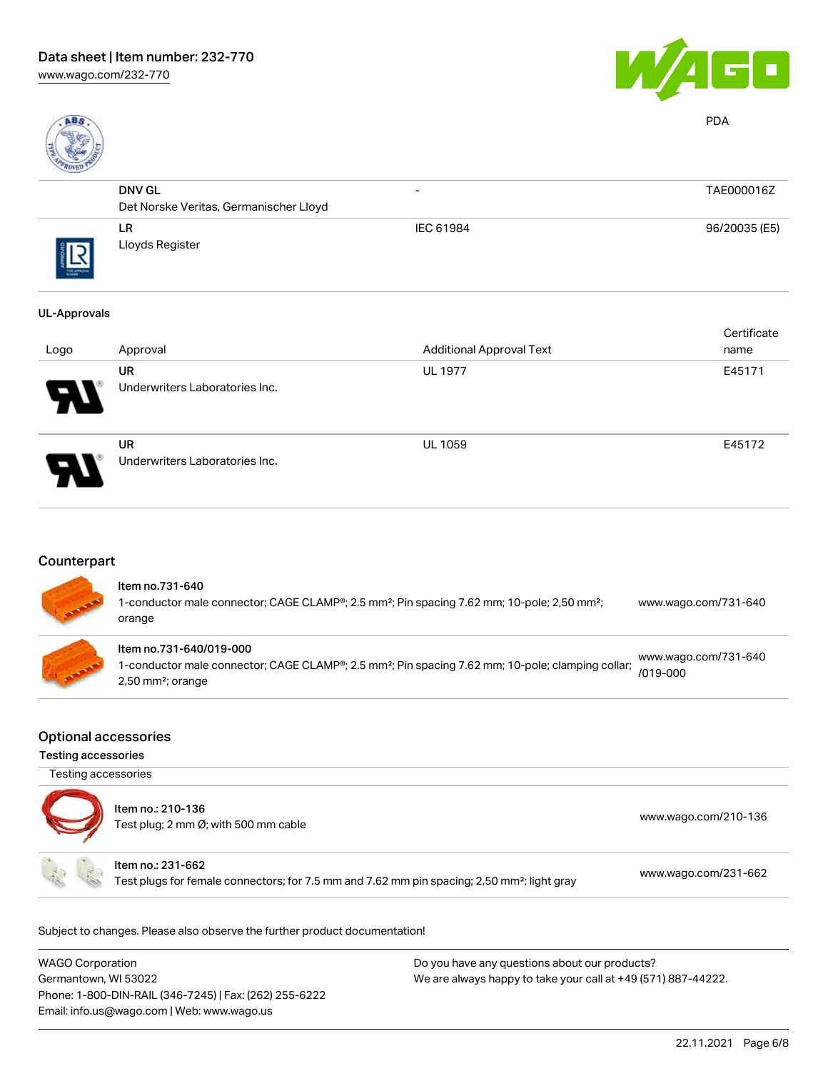| | | | PDA |
|---|---|---|---|
| | **DNV GL**<br>Det Norske Veritas, Germanischer Lloyd | - | TAE000016Z |
| | **LR**<br>Lloyds Register | IEC 61984 | 96/20035 (E5) |

**UL-Approvals**

| Logo | Approval | Additional Approval Text | Certificate name |
|---|---|---|---|
| | **UR**<br>Underwriters Laboratories Inc. | UL 1977 | E45171 |
| | **UR**<br>Underwriters Laboratories Inc. | UL 1059 | E45172 |

## Counterpart

| | | |
|---|---|---|
| | **Item no.731-640**<br>1-conductor male connector; CAGE CLAMP®; 2.5 mm²; Pin spacing 7.62 mm; 10-pole; 2,50 mm²; orange | www.wago.com/731-640 |
| | **Item no.731-640/019-000**<br>1-conductor male connector; CAGE CLAMP®; 2.5 mm²; Pin spacing 7.62 mm; 10-pole; clamping collar; 2,50 mm²; orange | www.wago.com/731-640/019-000 |

## Optional accessories

### Testing accessories

Testing accessories

| | | |
|---|---|---|
| | **Item no.: 210-136**<br>Test plug; 2 mm Ø; with 500 mm cable | www.wago.com/210-136 |
| | **Item no.: 231-662**<br>Test plugs for female connectors; for 7.5 mm and 7.62 mm pin spacing; 2,50 mm²; light gray | www.wago.com/231-662 |

Subject to changes. Please also observe the further product documentation!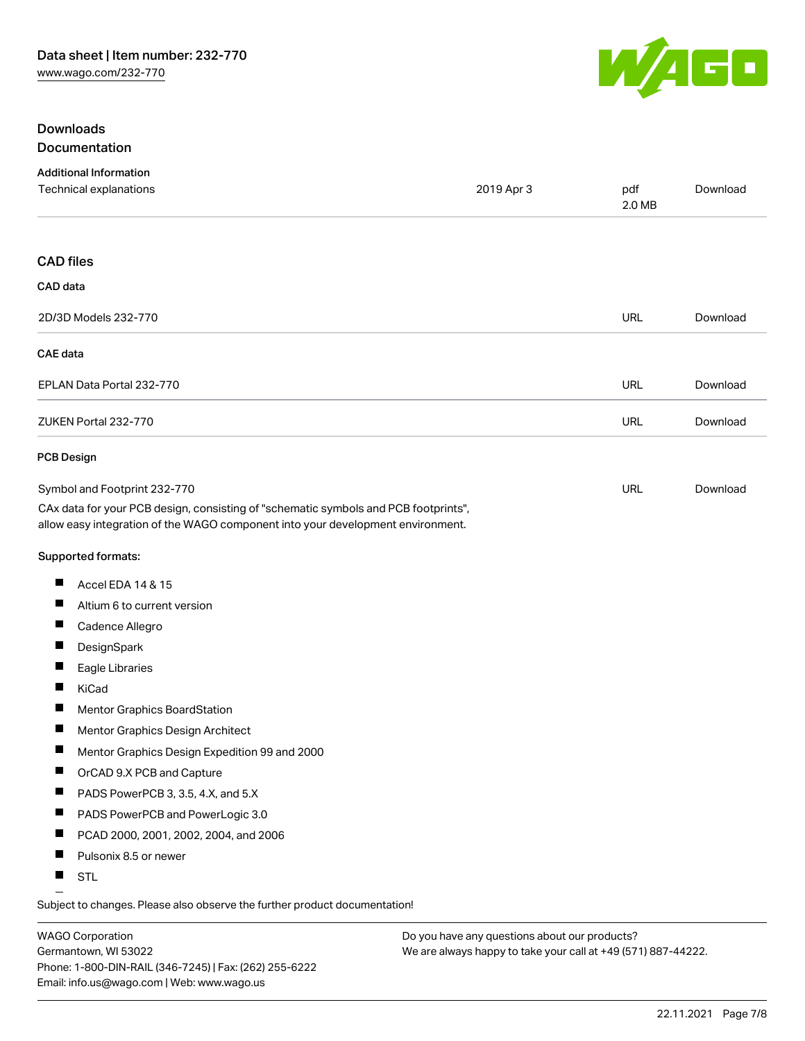## Downloads

### Documentation

**Additional Information**

| Technical explanations | 2019 Apr 3 | pdf 2.0 MB | Download |
| --- | --- | --- | --- |

### CAD files

**CAD data**

| 2D/3D Models 232-770 | URL | Download |
| --- | --- | --- |

**CAE data**

| EPLAN Data Portal 232-770 | URL | Download |
| --- | --- | --- |
| ZUKEN Portal 232-770 | URL | Download |

**PCB Design**

| Symbol and Footprint 232-770 | URL | Download |
| --- | --- | --- |

CAx data for your PCB design, consisting of "schematic symbols and PCB footprints", allow easy integration of the WAGO component into your development environment.

**Supported formats:**

- Accel EDA 14 & 15
- Altium 6 to current version
- Cadence Allegro
- DesignSpark
- Eagle Libraries
- KiCad
- Mentor Graphics BoardStation
- Mentor Graphics Design Architect
- Mentor Graphics Design Expedition 99 and 2000
- OrCAD 9.X PCB and Capture
- PADS PowerPCB 3, 3.5, 4.X, and 5.X
- PADS PowerPCB and PowerLogic 3.0
- PCAD 2000, 2001, 2002, 2004, and 2006
- Pulsonix 8.5 or newer
- STL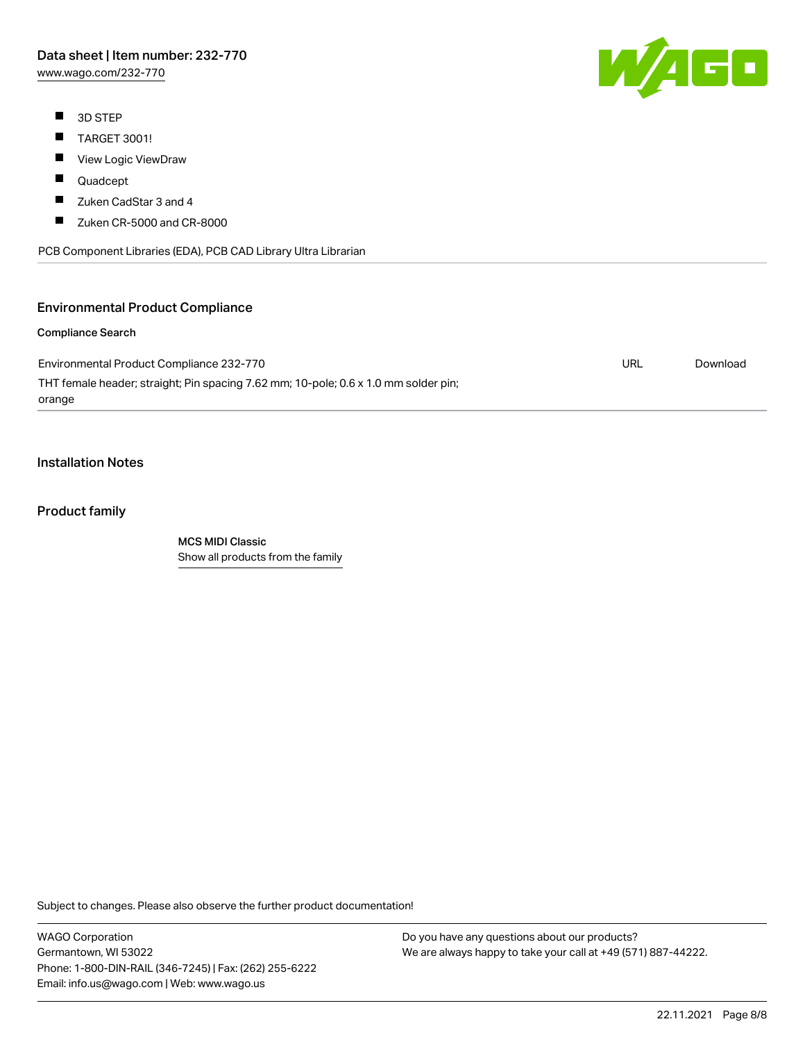- 3D STEP
- TARGET 3001!
- View Logic ViewDraw
- Quadcept
- Zuken CadStar 3 and 4
- Zuken CR-5000 and CR-8000

PCB Component Libraries (EDA), PCB CAD Library Ultra Librarian

## Environmental Product Compliance

### Compliance Search

| | | |
|---|---|---|
| Environmental Product Compliance 232-770<br>THT female header; straight; Pin spacing 7.62 mm; 10-pole; 0.6 x 1.0 mm solder pin; orange | URL | Download |

## Installation Notes

## Product family

**MCS MIDI Classic**
Show all products from the family

Subject to changes. Please also observe the further product documentation!

WAGO Corporation
Germantown, WI 53022
Phone: 1-800-DIN-RAIL (346-7245) | Fax: (262) 255-6222
Email: info.us@wago.com | Web: www.wago.us

Do you have any questions about our products?
We are always happy to take your call at +49 (571) 887-44222.

22.11.2021